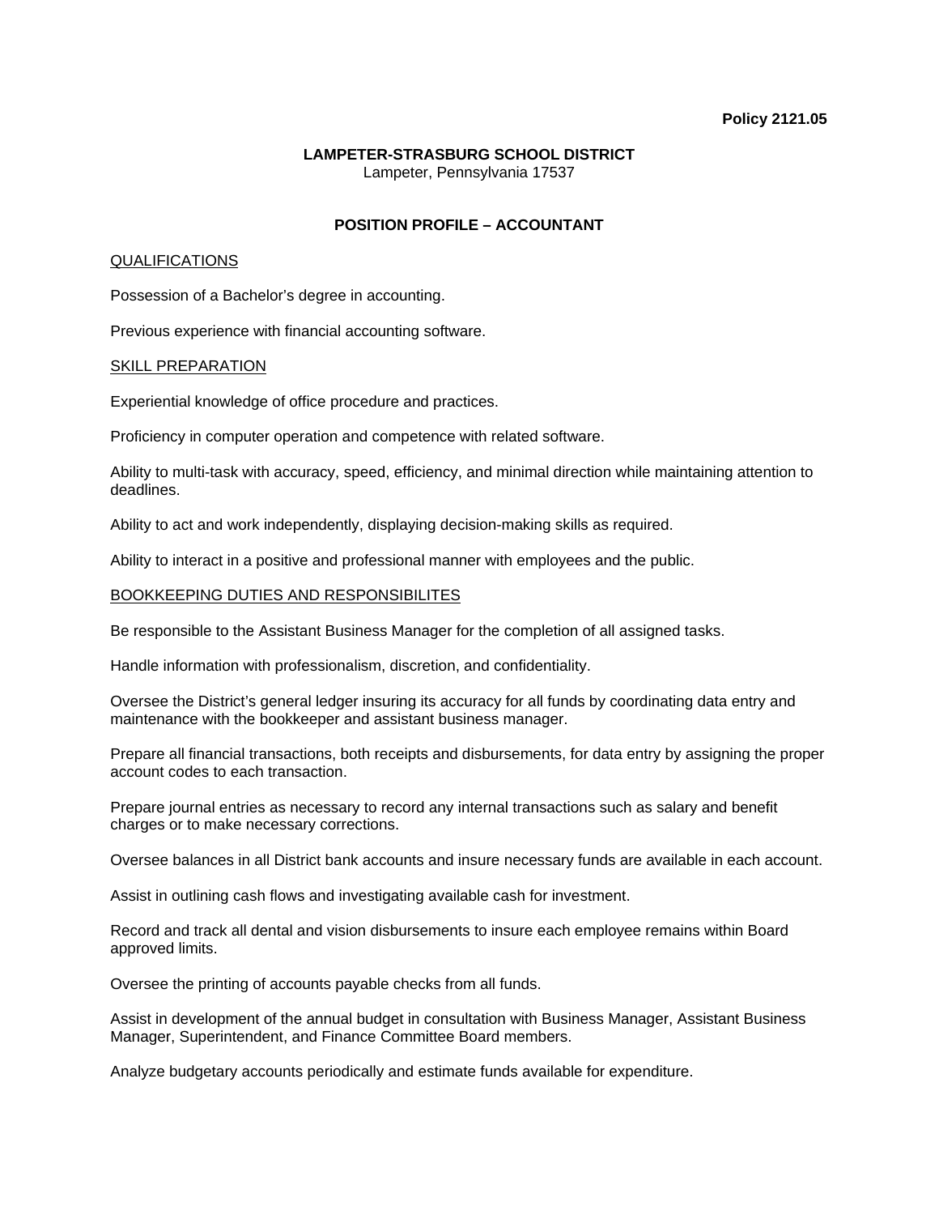**Policy 2121.05**

**LAMPETER-STRASBURG SCHOOL DISTRICT**
Lampeter, Pennsylvania 17537

**POSITION PROFILE – ACCOUNTANT**

QUALIFICATIONS

Possession of a Bachelor's degree in accounting.

Previous experience with financial accounting software.

SKILL PREPARATION

Experiential knowledge of office procedure and practices.

Proficiency in computer operation and competence with related software.

Ability to multi-task with accuracy, speed, efficiency, and minimal direction while maintaining attention to deadlines.

Ability to act and work independently, displaying decision-making skills as required.

Ability to interact in a positive and professional manner with employees and the public.

BOOKKEEPING DUTIES AND RESPONSIBILITES

Be responsible to the Assistant Business Manager for the completion of all assigned tasks.

Handle information with professionalism, discretion, and confidentiality.

Oversee the District's general ledger insuring its accuracy for all funds by coordinating data entry and maintenance with the bookkeeper and assistant business manager.

Prepare all financial transactions, both receipts and disbursements, for data entry by assigning the proper account codes to each transaction.

Prepare journal entries as necessary to record any internal transactions such as salary and benefit charges or to make necessary corrections.

Oversee balances in all District bank accounts and insure necessary funds are available in each account.

Assist in outlining cash flows and investigating available cash for investment.

Record and track all dental and vision disbursements to insure each employee remains within Board approved limits.

Oversee the printing of accounts payable checks from all funds.

Assist in development of the annual budget in consultation with Business Manager, Assistant Business Manager, Superintendent, and Finance Committee Board members.

Analyze budgetary accounts periodically and estimate funds available for expenditure.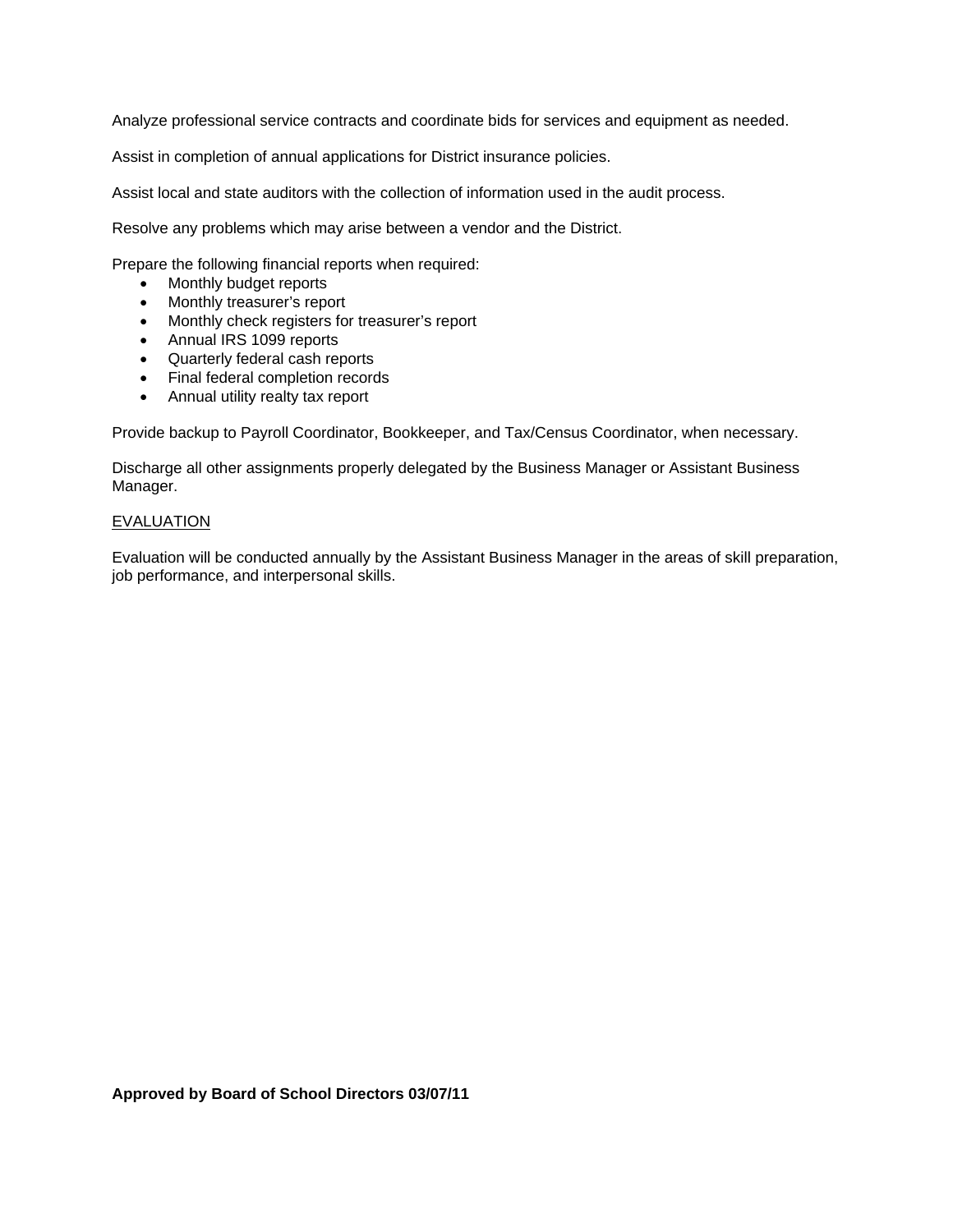Analyze professional service contracts and coordinate bids for services and equipment as needed.

Assist in completion of annual applications for District insurance policies.

Assist local and state auditors with the collection of information used in the audit process.

Resolve any problems which may arise between a vendor and the District.

Prepare the following financial reports when required:

- Monthly budget reports
- Monthly treasurer's report
- Monthly check registers for treasurer's report
- Annual IRS 1099 reports
- Quarterly federal cash reports
- Final federal completion records
- Annual utility realty tax report

Provide backup to Payroll Coordinator, Bookkeeper, and Tax/Census Coordinator, when necessary.

Discharge all other assignments properly delegated by the Business Manager or Assistant Business Manager.

<u>EVALUATION</u>

Evaluation will be conducted annually by the Assistant Business Manager in the areas of skill preparation, job performance, and interpersonal skills.

**Approved by Board of School Directors 03/07/11**